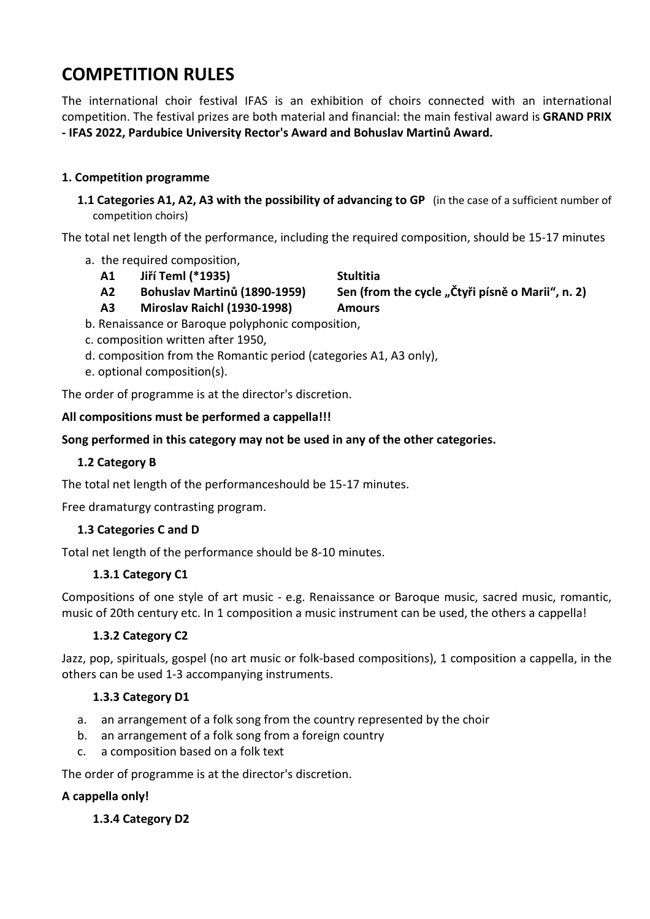# COMPETITION RULES

The international choir festival IFAS is an exhibition of choirs connected with an international competition. The festival prizes are both material and financial: the main festival award is **GRAND PRIX - IFAS 2022, Pardubice University Rector's Award and Bohuslav Martinů Award.**

### 1. Competition programme

#### 1.1 Categories A1, A2, A3 with the possibility of advancing to GP (in the case of a sufficient number of competition choirs)

The total net length of the performance, including the required composition, should be 15-17 minutes

a. the required composition,

| | | |
|---|---|---|
| **A1** | **Jiří Teml (*1935)** | **Stultitia** |
| **A2** | **Bohuslav Martinů (1890-1959)** | **Sen (from the cycle „Čtyři písně o Marii", n. 2)** |
| **A3** | **Miroslav Raichl (1930-1998)** | **Amours** |

b. Renaissance or Baroque polyphonic composition,

c. composition written after 1950,

d. composition from the Romantic period (categories A1, A3 only),

e. optional composition(s).

The order of programme is at the director's discretion.

**All compositions must be performed a cappella!!!**

**Song performed in this category may not be used in any of the other categories.**

#### 1.2 Category B

The total net length of the performanceshould be 15-17 minutes.

Free dramaturgy contrasting program.

#### 1.3 Categories C and D

Total net length of the performance should be 8-10 minutes.

##### 1.3.1 Category C1

Compositions of one style of art music - e.g. Renaissance or Baroque music, sacred music, romantic, music of 20th century etc. In 1 composition a music instrument can be used, the others a cappella!

##### 1.3.2 Category C2

Jazz, pop, spirituals, gospel (no art music or folk-based compositions), 1 composition a cappella, in the others can be used 1-3 accompanying instruments.

##### 1.3.3 Category D1

a. an arrangement of a folk song from the country represented by the choir
b. an arrangement of a folk song from a foreign country
c. a composition based on a folk text

The order of programme is at the director's discretion.

**A cappella only!**

##### 1.3.4 Category D2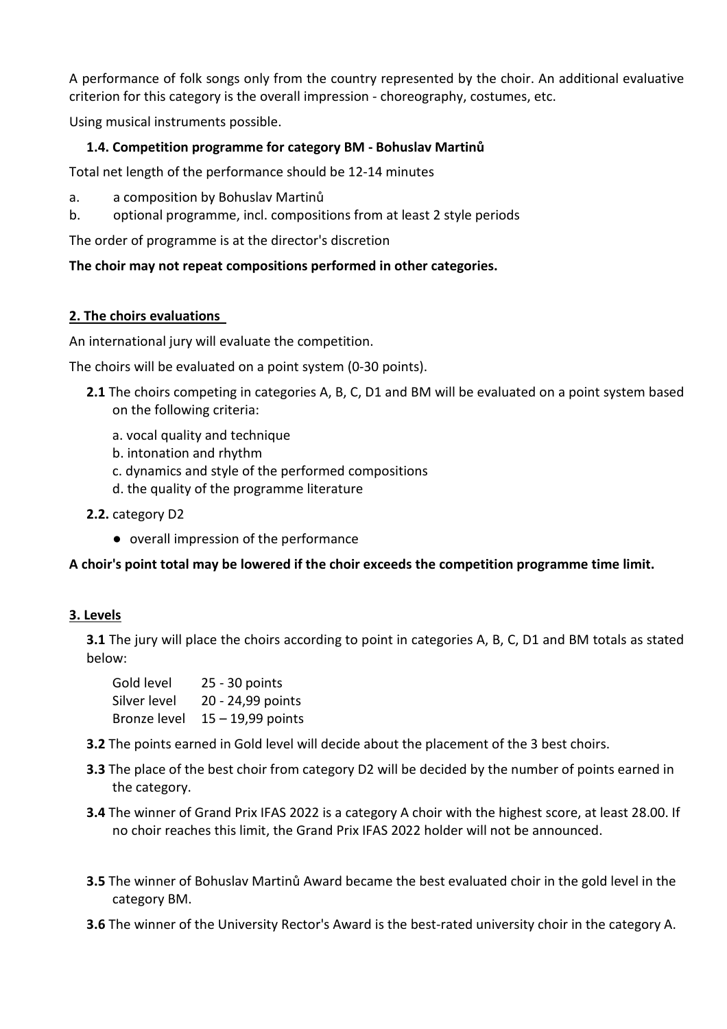A performance of folk songs only from the country represented by the choir. An additional evaluative criterion for this category is the overall impression - choreography, costumes, etc.

Using musical instruments possible.

### 1.4. Competition programme for category BM - Bohuslav Martinů

Total net length of the performance should be 12-14 minutes

a. a composition by Bohuslav Martinů
b. optional programme, incl. compositions from at least 2 style periods

The order of programme is at the director's discretion

**The choir may not repeat compositions performed in other categories.**

## 2. The choirs evaluations

An international jury will evaluate the competition.

The choirs will be evaluated on a point system (0-30 points).

**2.1** The choirs competing in categories A, B, C, D1 and BM will be evaluated on a point system based on the following criteria:

a. vocal quality and technique
b. intonation and rhythm
c. dynamics and style of the performed compositions
d. the quality of the programme literature

**2.2.** category D2

- overall impression of the performance

**A choir's point total may be lowered if the choir exceeds the competition programme time limit.**

## 3. Levels

**3.1** The jury will place the choirs according to point in categories A, B, C, D1 and BM totals as stated below:

| | |
|---|---|
| Gold level | 25 - 30 points |
| Silver level | 20 - 24,99 points |
| Bronze level | 15 – 19,99 points |

**3.2** The points earned in Gold level will decide about the placement of the 3 best choirs.

**3.3** The place of the best choir from category D2 will be decided by the number of points earned in the category.

**3.4** The winner of Grand Prix IFAS 2022 is a category A choir with the highest score, at least 28.00. If no choir reaches this limit, the Grand Prix IFAS 2022 holder will not be announced.

**3.5** The winner of Bohuslav Martinů Award became the best evaluated choir in the gold level in the category BM.

**3.6** The winner of the University Rector's Award is the best-rated university choir in the category A.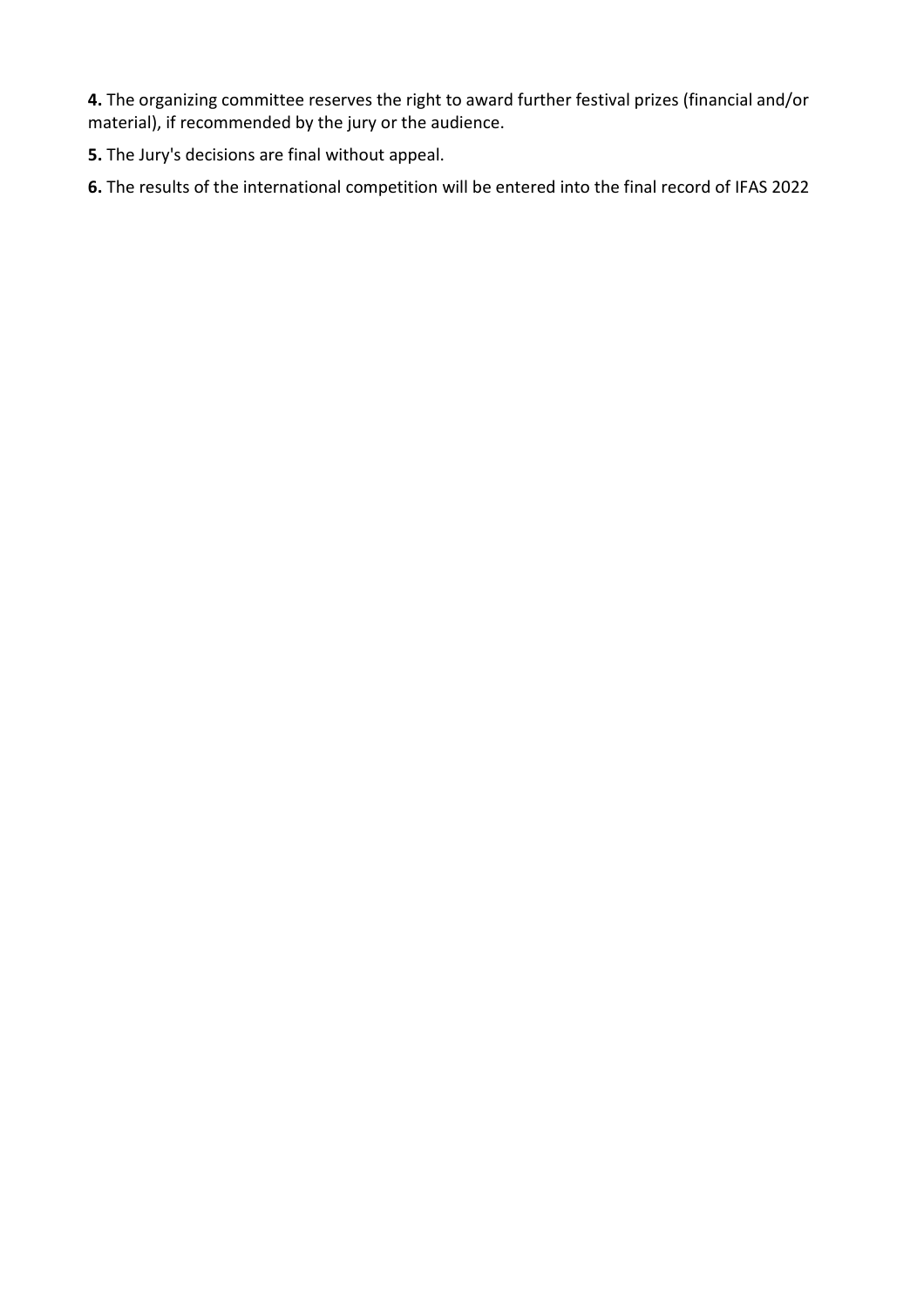**4.** The organizing committee reserves the right to award further festival prizes (financial and/or material), if recommended by the jury or the audience.

**5.** The Jury's decisions are final without appeal.

**6.** The results of the international competition will be entered into the final record of IFAS 2022